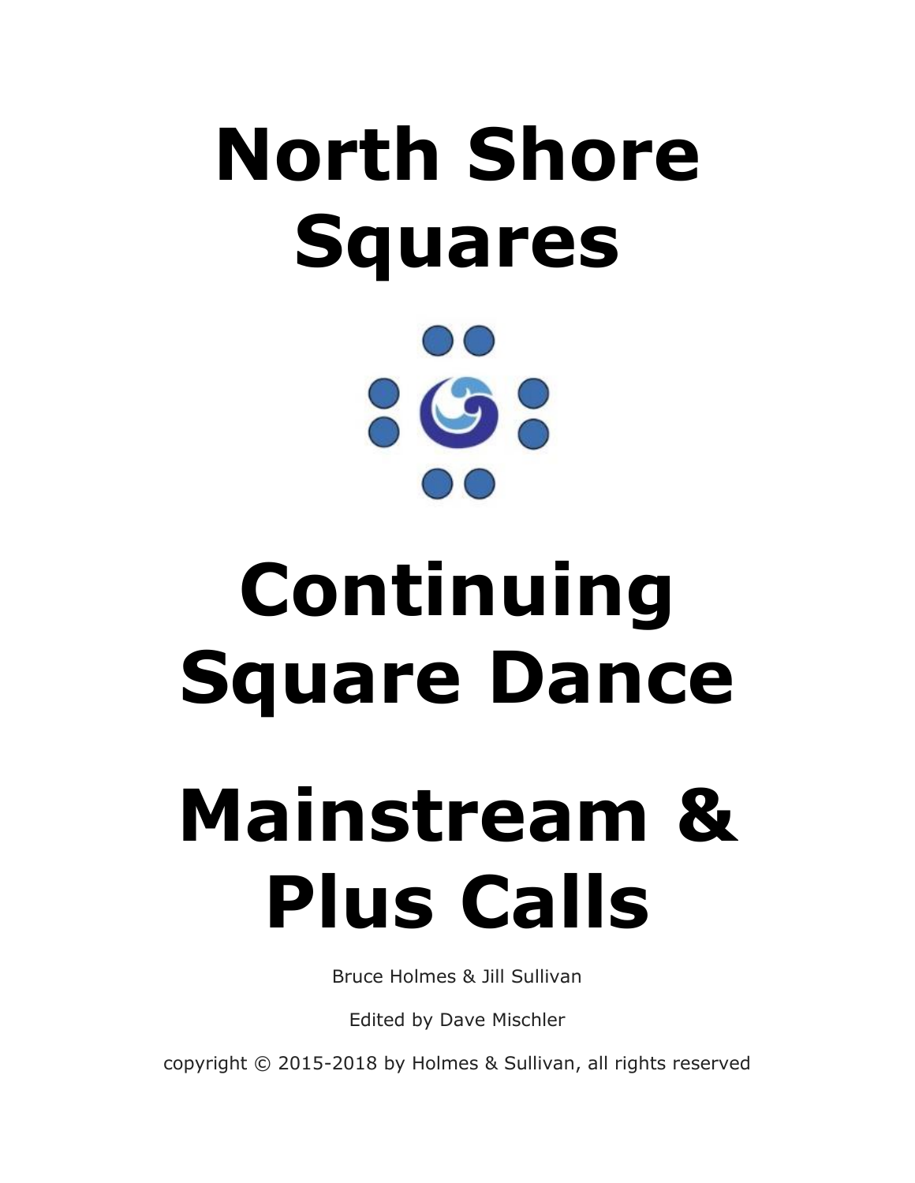# North Shore Squares

# Continuing Square Dance

# Mainstream & Plus Calls

Bruce Holmes & Jill Sullivan

Edited by Dave Mischler

copyright © 2015-2018 by Holmes & Sullivan, all rights reserved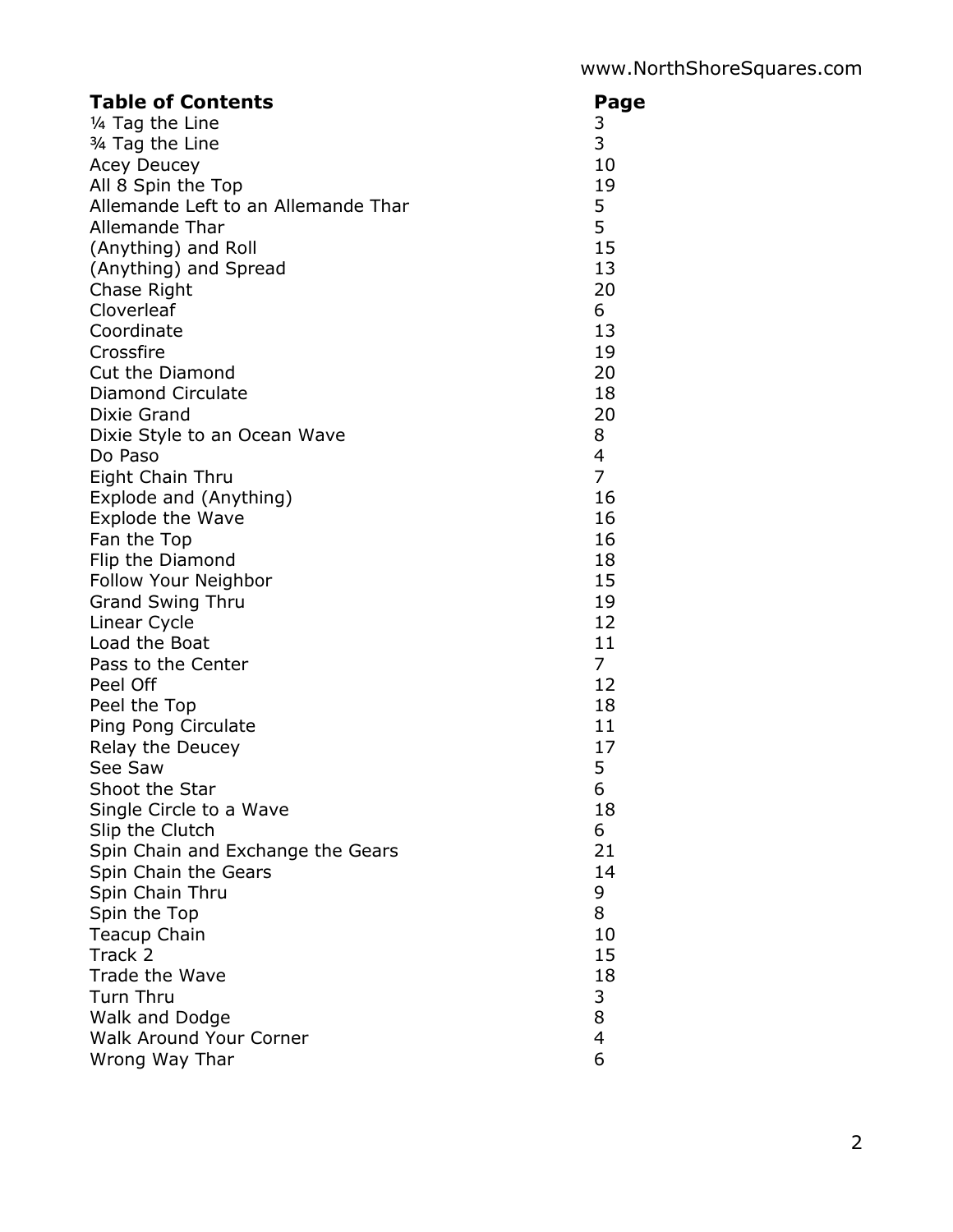www.NorthShoreSquares.com

| Table of Contents | Page |
|---|---|
| ¼ Tag the Line | 3 |
| ¾ Tag the Line | 3 |
| Acey Deucey | 10 |
| All 8 Spin the Top | 19 |
| Allemande Left to an Allemande Thar | 5 |
| Allemande Thar | 5 |
| (Anything) and Roll | 15 |
| (Anything) and Spread | 13 |
| Chase Right | 20 |
| Cloverleaf | 6 |
| Coordinate | 13 |
| Crossfire | 19 |
| Cut the Diamond | 20 |
| Diamond Circulate | 18 |
| Dixie Grand | 20 |
| Dixie Style to an Ocean Wave | 8 |
| Do Paso | 4 |
| Eight Chain Thru | 7 |
| Explode and (Anything) | 16 |
| Explode the Wave | 16 |
| Fan the Top | 16 |
| Flip the Diamond | 18 |
| Follow Your Neighbor | 15 |
| Grand Swing Thru | 19 |
| Linear Cycle | 12 |
| Load the Boat | 11 |
| Pass to the Center | 7 |
| Peel Off | 12 |
| Peel the Top | 18 |
| Ping Pong Circulate | 11 |
| Relay the Deucey | 17 |
| See Saw | 5 |
| Shoot the Star | 6 |
| Single Circle to a Wave | 18 |
| Slip the Clutch | 6 |
| Spin Chain and Exchange the Gears | 21 |
| Spin Chain the Gears | 14 |
| Spin Chain Thru | 9 |
| Spin the Top | 8 |
| Teacup Chain | 10 |
| Track 2 | 15 |
| Trade the Wave | 18 |
| Turn Thru | 3 |
| Walk and Dodge | 8 |
| Walk Around Your Corner | 4 |
| Wrong Way Thar | 6 |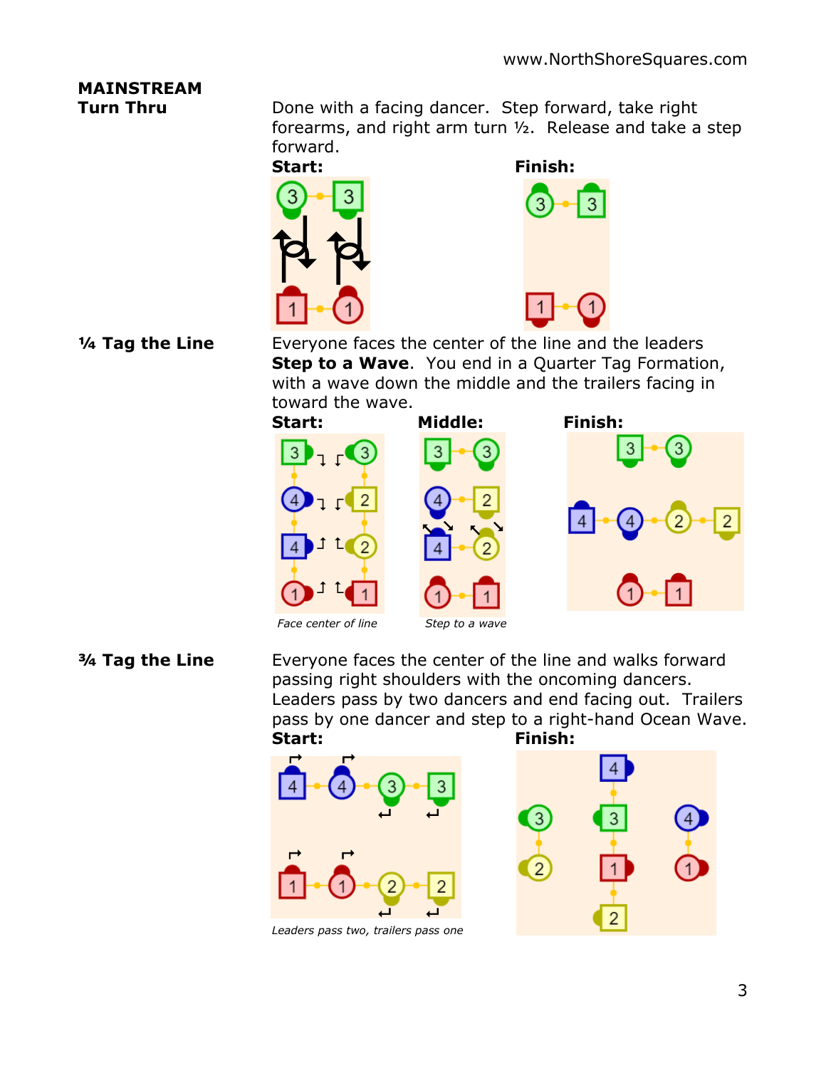**MAINSTREAM**

## Turn Thru

Done with a facing dancer. Step forward, take right forearms, and right arm turn ½. Release and take a step forward.

**Start:** **Finish:**

## ¼ Tag the Line

Everyone faces the center of the line and the leaders **Step to a Wave**. You end in a Quarter Tag Formation, with a wave down the middle and the trailers facing in toward the wave.

**Start:** **Middle:** **Finish:**

*Face center of line* *Step to a wave*

## ¾ Tag the Line

Everyone faces the center of the line and walks forward passing right shoulders with the oncoming dancers. Leaders pass by two dancers and end facing out. Trailers pass by one dancer and step to a right-hand Ocean Wave.

**Start:** **Finish:**

*Leaders pass two, trailers pass one*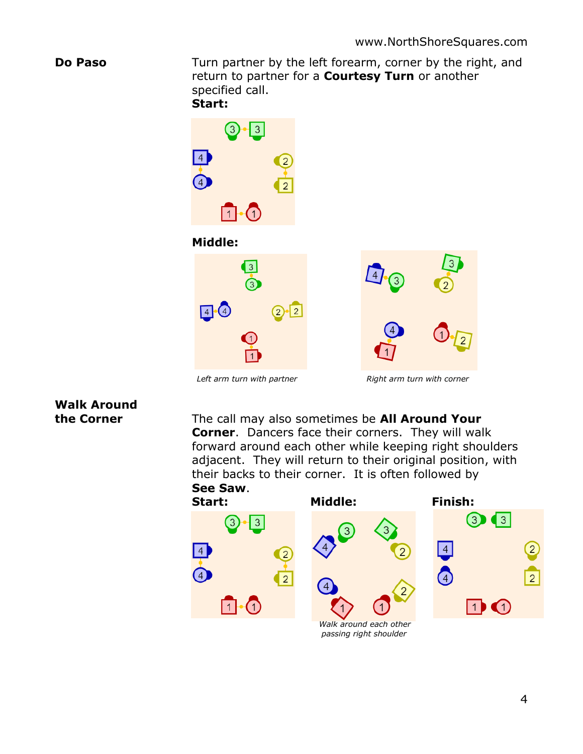## Do Paso

Turn partner by the left forearm, corner by the right, and return to partner for a **Courtesy Turn** or another specified call.

**Start:**

**Middle:**

*Left arm turn with partner*

*Right arm turn with corner*

## Walk Around the Corner

The call may also sometimes be **All Around Your Corner**. Dancers face their corners. They will walk forward around each other while keeping right shoulders adjacent. They will return to their original position, with their backs to their corner. It is often followed by **See Saw**.

**Start:**

**Middle:**

*Walk around each other passing right shoulder*

**Finish:**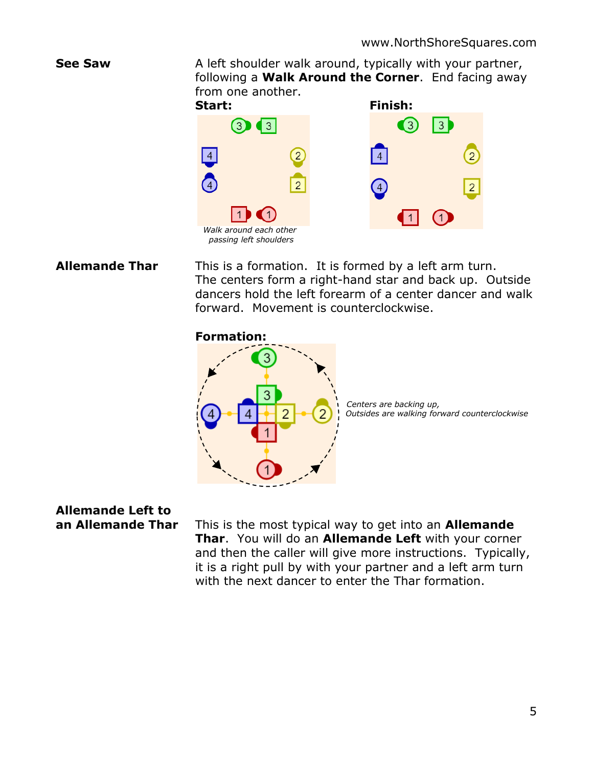**See Saw**

A left shoulder walk around, typically with your partner, following a **Walk Around the Corner**. End facing away from one another.

**Start:**

**Finish:**

*Walk around each other passing left shoulders*

**Allemande Thar**

This is a formation. It is formed by a left arm turn. The centers form a right-hand star and back up. Outside dancers hold the left forearm of a center dancer and walk forward. Movement is counterclockwise.

**Formation:**

*Centers are backing up, Outsides are walking forward counterclockwise*

**Allemande Left to an Allemande Thar**

This is the most typical way to get into an **Allemande Thar**. You will do an **Allemande Left** with your corner and then the caller will give more instructions. Typically, it is a right pull by with your partner and a left arm turn with the next dancer to enter the Thar formation.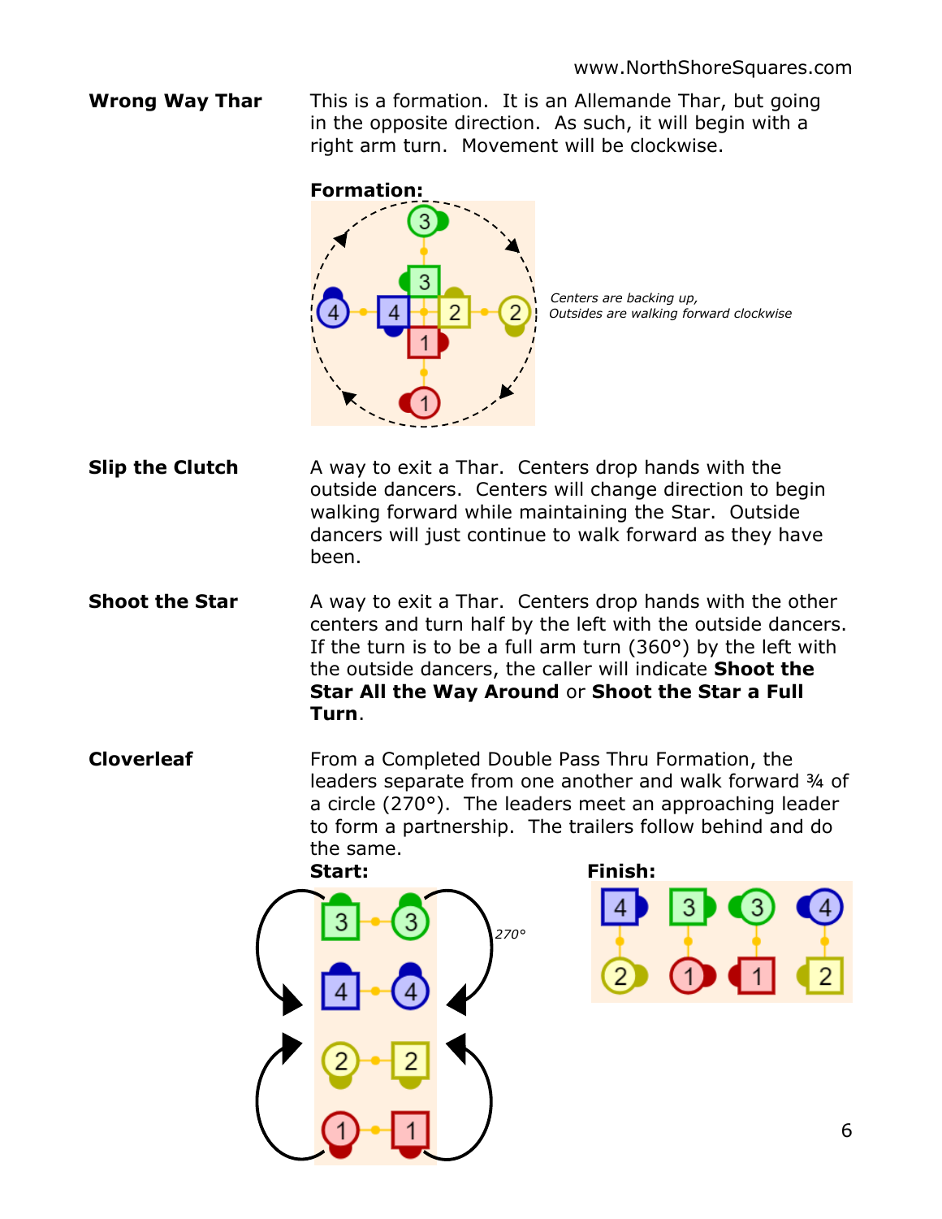**Wrong Way Thar**

This is a formation. It is an Allemande Thar, but going in the opposite direction. As such, it will begin with a right arm turn. Movement will be clockwise.

**Formation:**

*Centers are backing up, Outsides are walking forward clockwise*

**Slip the Clutch**

A way to exit a Thar. Centers drop hands with the outside dancers. Centers will change direction to begin walking forward while maintaining the Star. Outside dancers will just continue to walk forward as they have been.

**Shoot the Star**

A way to exit a Thar. Centers drop hands with the other centers and turn half by the left with the outside dancers. If the turn is to be a full arm turn (360°) by the left with the outside dancers, the caller will indicate **Shoot the Star All the Way Around** or **Shoot the Star a Full Turn**.

**Cloverleaf**

From a Completed Double Pass Thru Formation, the leaders separate from one another and walk forward ¾ of a circle (270°). The leaders meet an approaching leader to form a partnership. The trailers follow behind and do the same.

**Start:**

270°

**Finish:**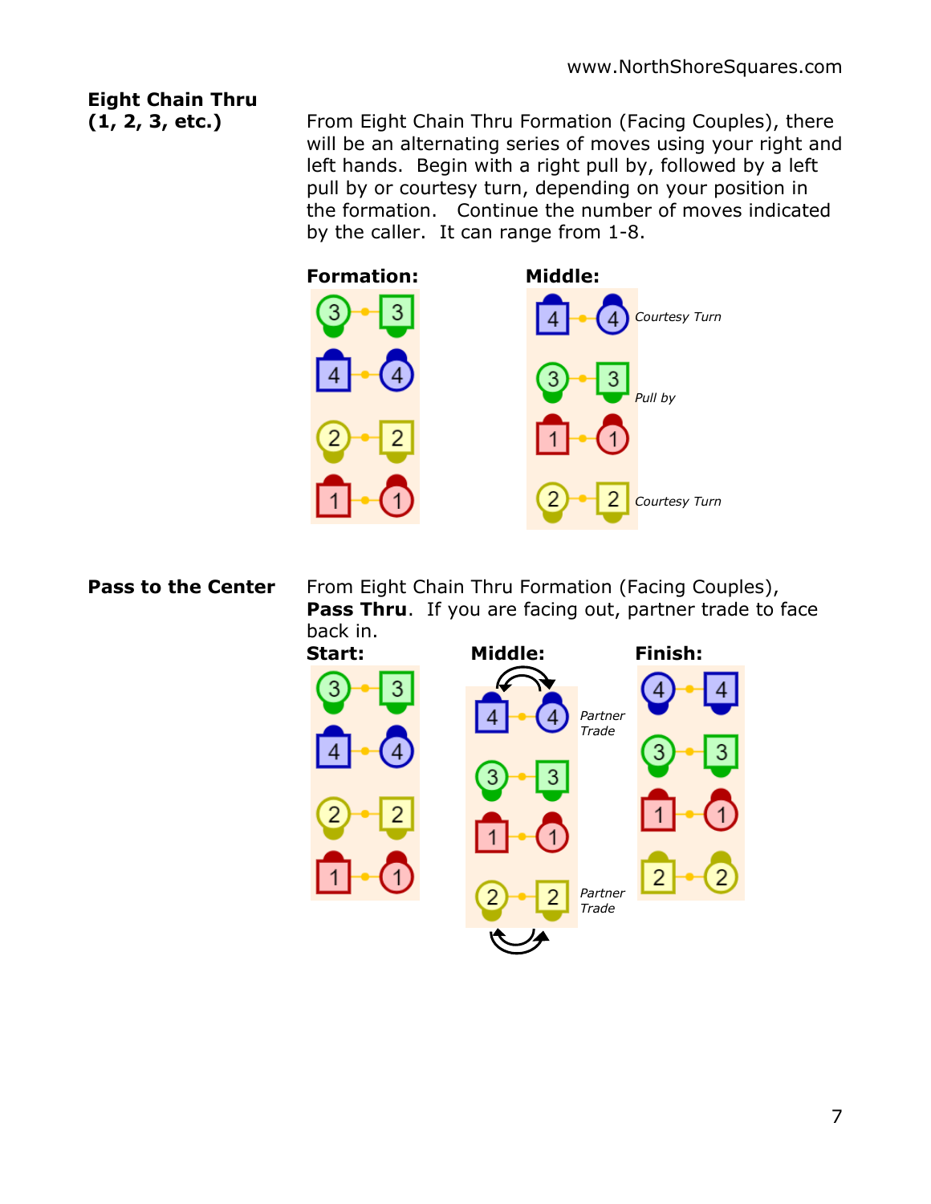## Eight Chain Thru (1, 2, 3, etc.)

From Eight Chain Thru Formation (Facing Couples), there will be an alternating series of moves using your right and left hands. Begin with a right pull by, followed by a left pull by or courtesy turn, depending on your position in the formation. Continue the number of moves indicated by the caller. It can range from 1-8.

**Formation:**

**Middle:**

*Courtesy Turn*

*Pull by*

*Courtesy Turn*

## Pass to the Center

From Eight Chain Thru Formation (Facing Couples), **Pass Thru**. If you are facing out, partner trade to face back in.

**Start:**

**Middle:**

*Partner Trade*

*Partner Trade*

**Finish:**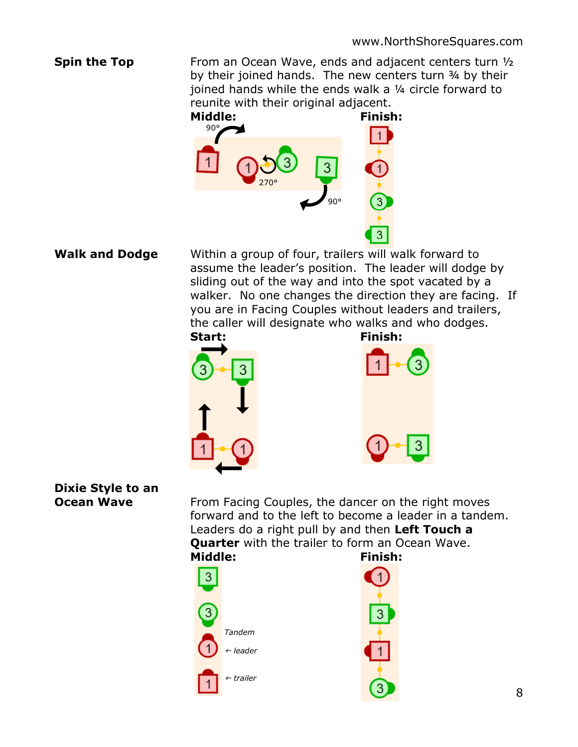## Spin the Top

From an Ocean Wave, ends and adjacent centers turn ½ by their joined hands. The new centers turn ¾ by their joined hands while the ends walk a ¼ circle forward to reunite with their original adjacent.

**Middle:** **Finish:**

## Walk and Dodge

Within a group of four, trailers will walk forward to assume the leader's position. The leader will dodge by sliding out of the way and into the spot vacated by a walker. No one changes the direction they are facing. If you are in Facing Couples without leaders and trailers, the caller will designate who walks and who dodges.

**Start:** **Finish:**

## Dixie Style to an Ocean Wave

From Facing Couples, the dancer on the right moves forward and to the left to become a leader in a tandem. Leaders do a right pull by and then **Left Touch a Quarter** with the trailer to form an Ocean Wave.

**Middle:** **Finish:**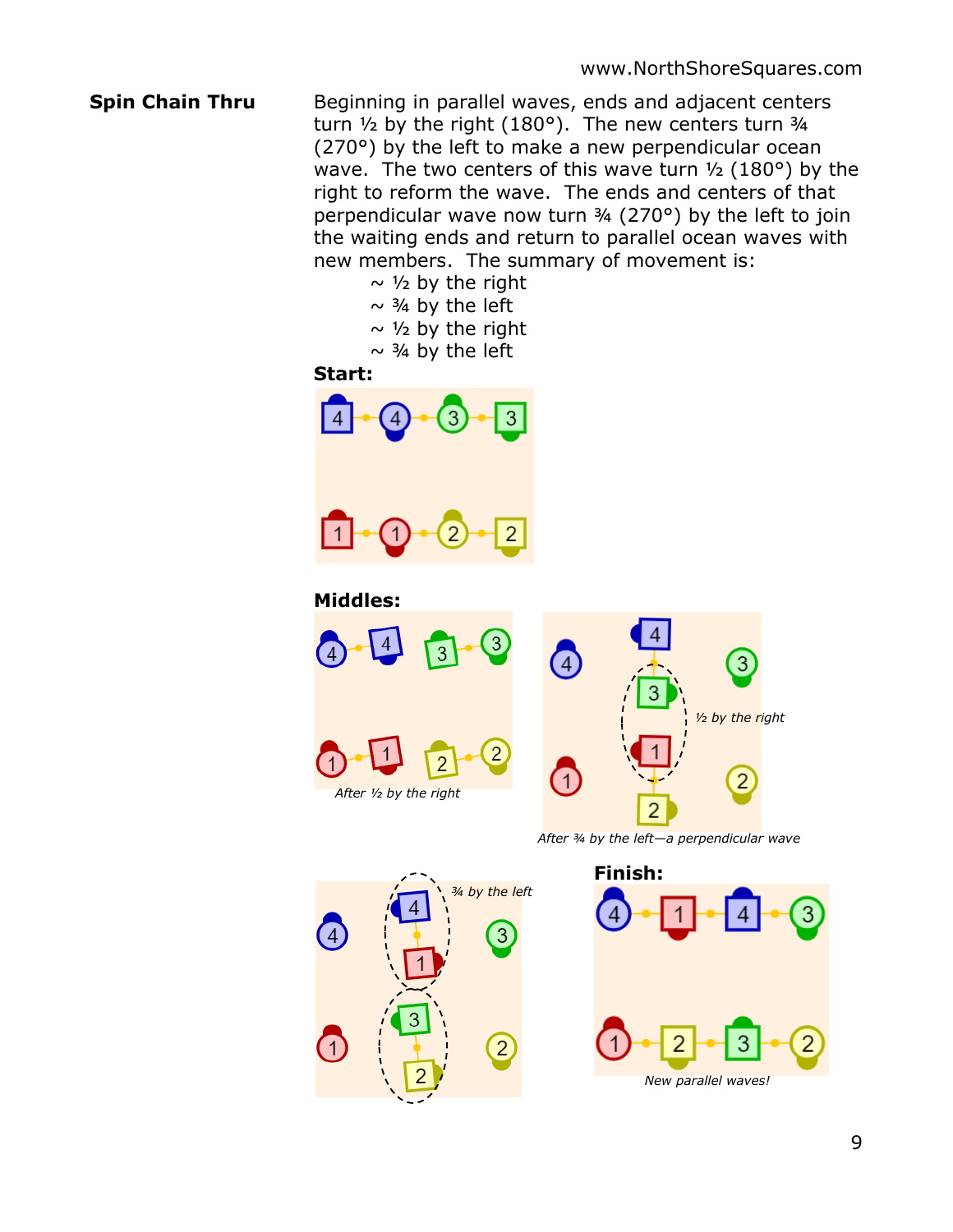**Spin Chain Thru**

Beginning in parallel waves, ends and adjacent centers turn ½ by the right (180°). The new centers turn ¾ (270°) by the left to make a new perpendicular ocean wave. The two centers of this wave turn ½ (180°) by the right to reform the wave. The ends and centers of that perpendicular wave now turn ¾ (270°) by the left to join the waiting ends and return to parallel ocean waves with new members. The summary of movement is:

- ~ ½ by the right
- ~ ¾ by the left
- ~ ½ by the right
- ~ ¾ by the left

**Start:**

**Middles:**

*After ½ by the right*

*½ by the right*

*After ¾ by the left—a perpendicular wave*

*¾ by the left*

**Finish:**

*New parallel waves!*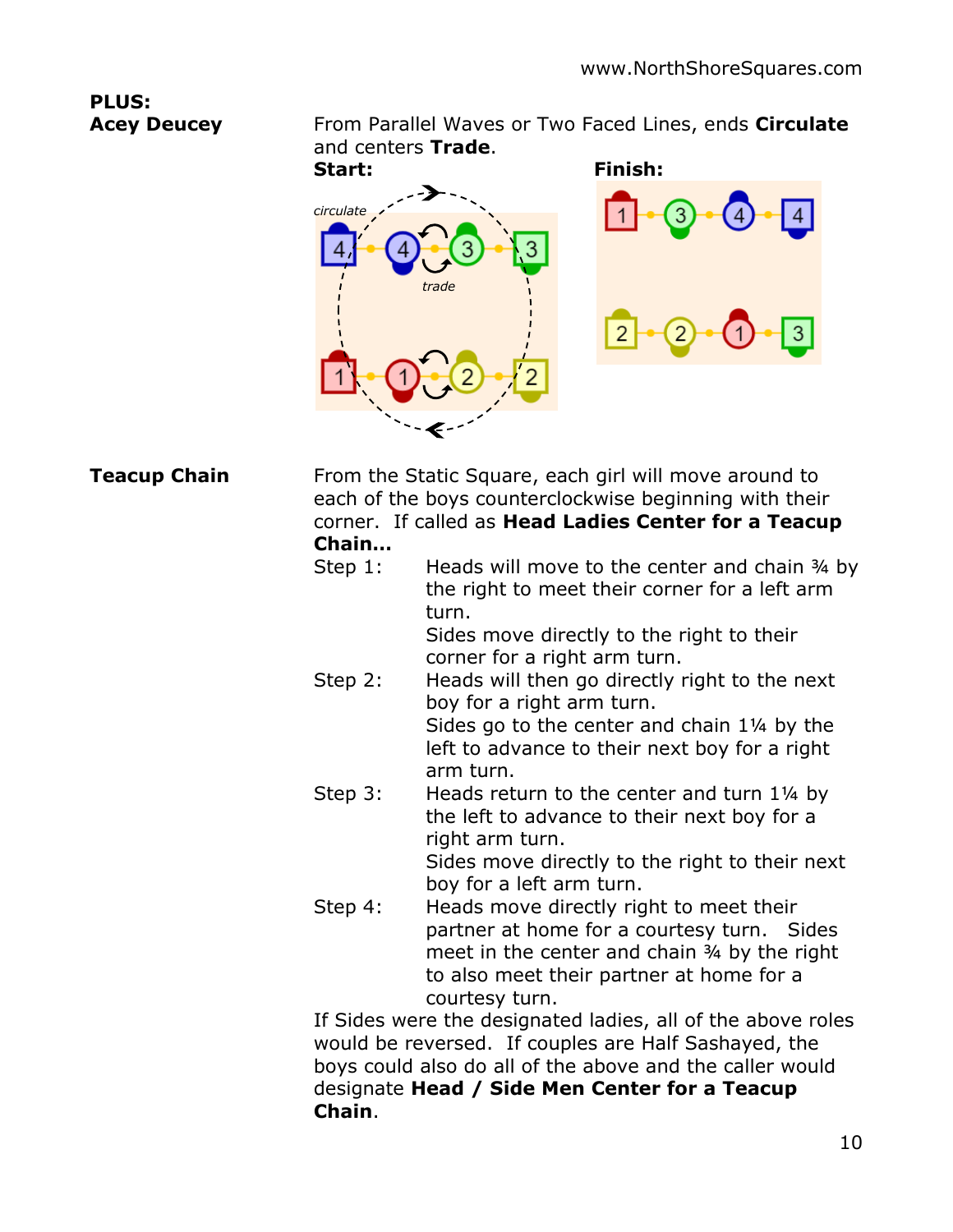**PLUS:**

**Acey Deucey**

From Parallel Waves or Two Faced Lines, ends **Circulate** and centers **Trade**.

**Start:** **Finish:**

**Teacup Chain**

From the Static Square, each girl will move around to each of the boys counterclockwise beginning with their corner. If called as **Head Ladies Center for a Teacup Chain…**

Step 1: Heads will move to the center and chain ¾ by the right to meet their corner for a left arm turn.
Sides move directly to the right to their corner for a right arm turn.

Step 2: Heads will then go directly right to the next boy for a right arm turn.
Sides go to the center and chain 1¼ by the left to advance to their next boy for a right arm turn.

Step 3: Heads return to the center and turn 1¼ by the left to advance to their next boy for a right arm turn.
Sides move directly to the right to their next boy for a left arm turn.

Step 4: Heads move directly right to meet their partner at home for a courtesy turn. Sides meet in the center and chain ¾ by the right to also meet their partner at home for a courtesy turn.

If Sides were the designated ladies, all of the above roles would be reversed. If couples are Half Sashayed, the boys could also do all of the above and the caller would designate **Head / Side Men Center for a Teacup Chain**.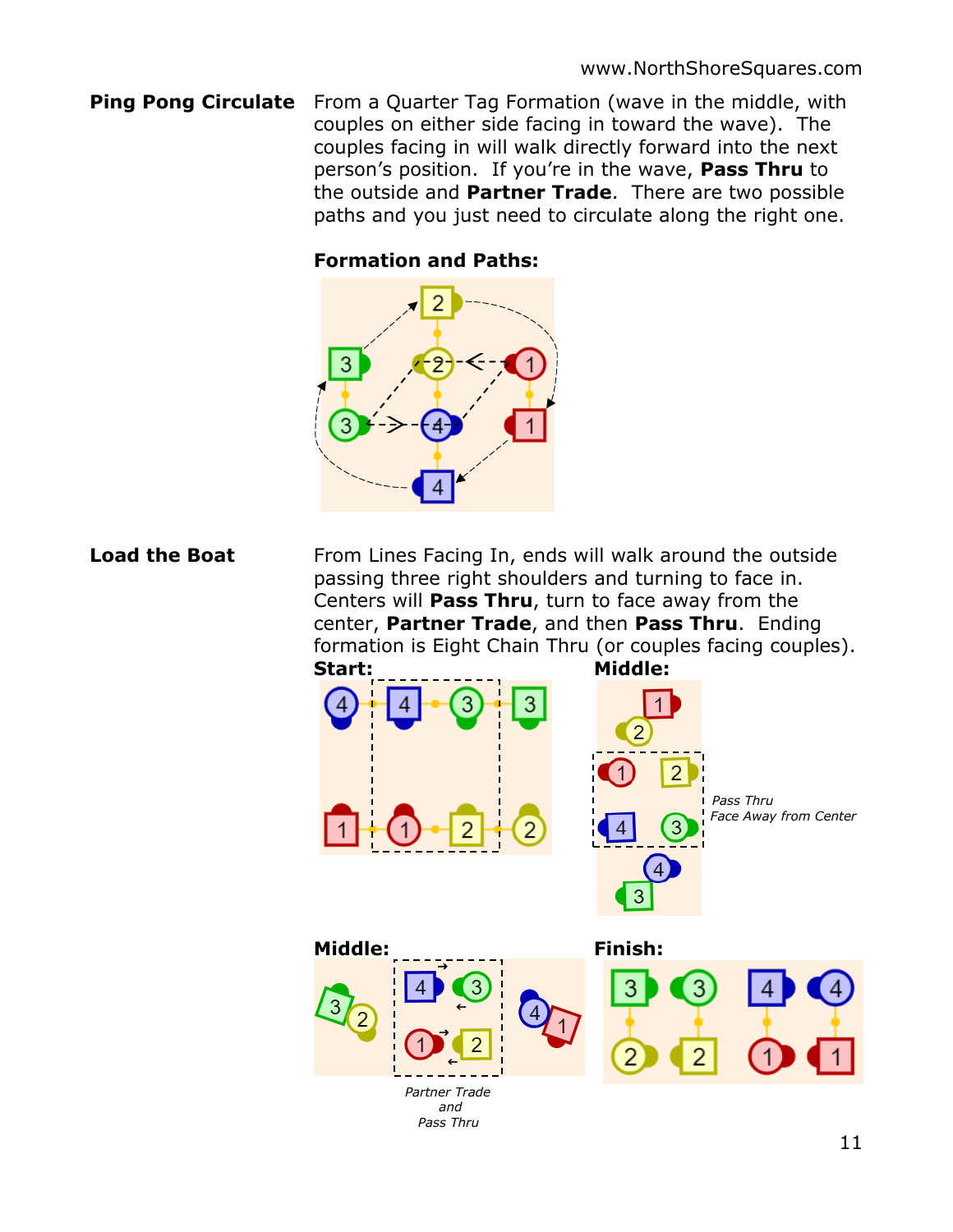**Ping Pong Circulate** From a Quarter Tag Formation (wave in the middle, with couples on either side facing in toward the wave). The couples facing in will walk directly forward into the next person's position. If you're in the wave, **Pass Thru** to the outside and **Partner Trade**. There are two possible paths and you just need to circulate along the right one.

**Formation and Paths:**

**Load the Boat** From Lines Facing In, ends will walk around the outside passing three right shoulders and turning to face in. Centers will **Pass Thru**, turn to face away from the center, **Partner Trade**, and then **Pass Thru**. Ending formation is Eight Chain Thru (or couples facing couples).

**Start:**

**Middle:**

*Pass Thru*
*Face Away from Center*

**Middle:**

*Partner Trade*
*and*
*Pass Thru*

**Finish:**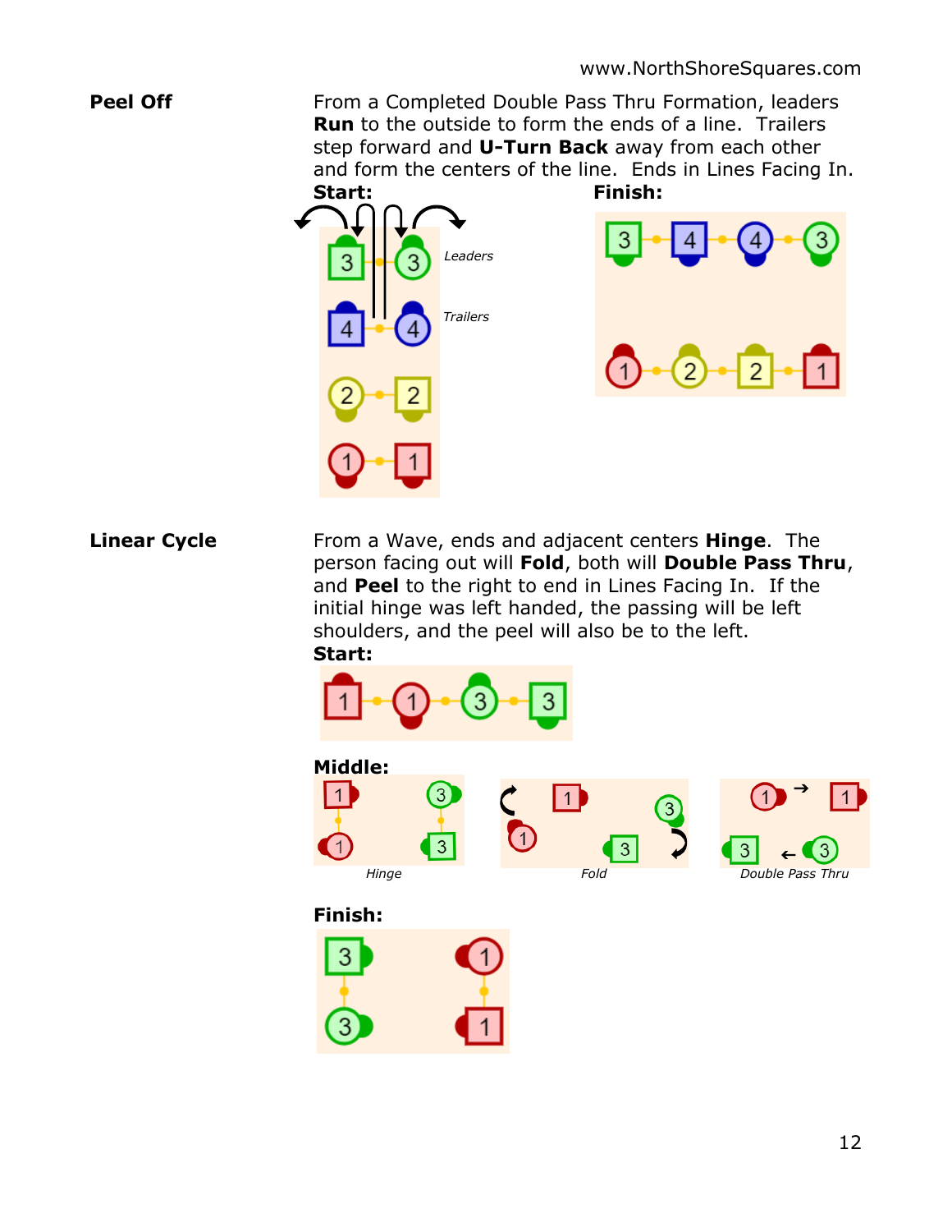**Peel Off**

From a Completed Double Pass Thru Formation, leaders **Run** to the outside to form the ends of a line. Trailers step forward and **U-Turn Back** away from each other and form the centers of the line. Ends in Lines Facing In.

**Start:**

*Leaders*

*Trailers*

**Finish:**

**Linear Cycle**

From a Wave, ends and adjacent centers **Hinge**. The person facing out will **Fold**, both will **Double Pass Thru**, and **Peel** to the right to end in Lines Facing In. If the initial hinge was left handed, the passing will be left shoulders, and the peel will also be to the left.

**Start:**

**Middle:**

*Hinge*

*Fold*

*Double Pass Thru*

**Finish:**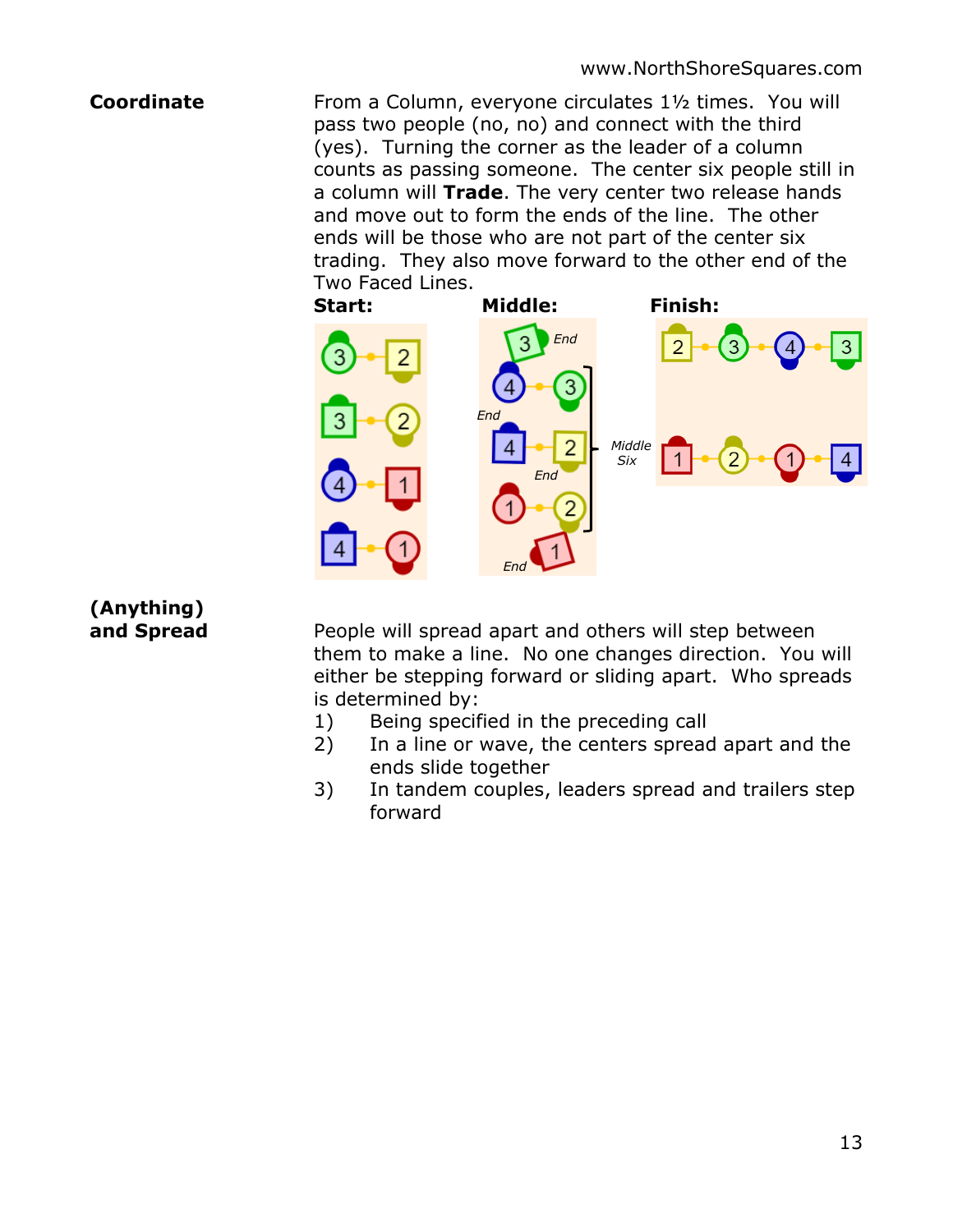**Coordinate**

From a Column, everyone circulates 1½ times. You will pass two people (no, no) and connect with the third (yes). Turning the corner as the leader of a column counts as passing someone. The center six people still in a column will **Trade**. The very center two release hands and move out to form the ends of the line. The other ends will be those who are not part of the center six trading. They also move forward to the other end of the Two Faced Lines.

**Start:** **Middle:** **Finish:**

**(Anything) and Spread**

People will spread apart and others will step between them to make a line. No one changes direction. You will either be stepping forward or sliding apart. Who spreads is determined by:

1) Being specified in the preceding call
2) In a line or wave, the centers spread apart and the ends slide together
3) In tandem couples, leaders spread and trailers step forward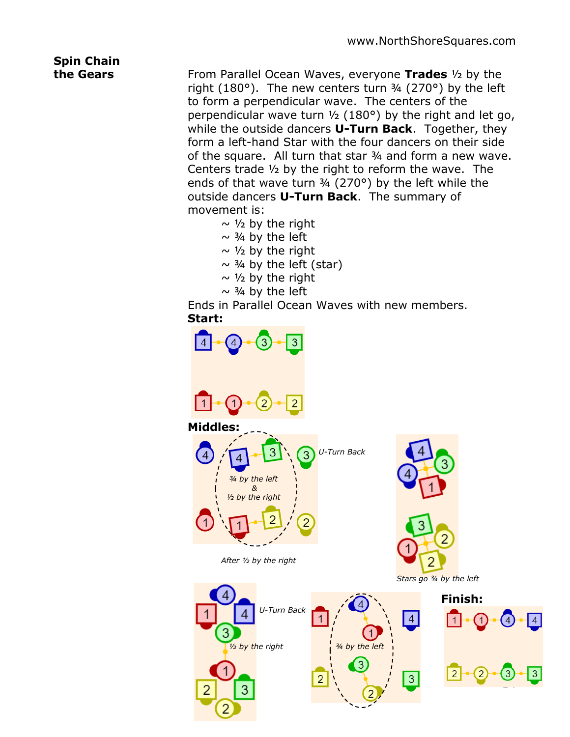## Spin Chain the Gears

From Parallel Ocean Waves, everyone **Trades** ½ by the right (180°). The new centers turn ¾ (270°) by the left to form a perpendicular wave. The centers of the perpendicular wave turn ½ (180°) by the right and let go, while the outside dancers **U-Turn Back**. Together, they form a left-hand Star with the four dancers on their side of the square. All turn that star ¾ and form a new wave. Centers trade ½ by the right to reform the wave. The ends of that wave turn ¾ (270°) by the left while the outside dancers **U-Turn Back**. The summary of movement is:

- ~ ½ by the right
- ~ ¾ by the left
- ~ ½ by the right
- ~ ¾ by the left (star)
- ~ ½ by the right
- ~ ¾ by the left

Ends in Parallel Ocean Waves with new members.

**Start:**

**Middles:**

*U-Turn Back*

*¾ by the left & ½ by the right*

*After ½ by the right*

*Stars go ¾ by the left*

*U-Turn Back*

*½ by the right*

*¾ by the left*

**Finish:**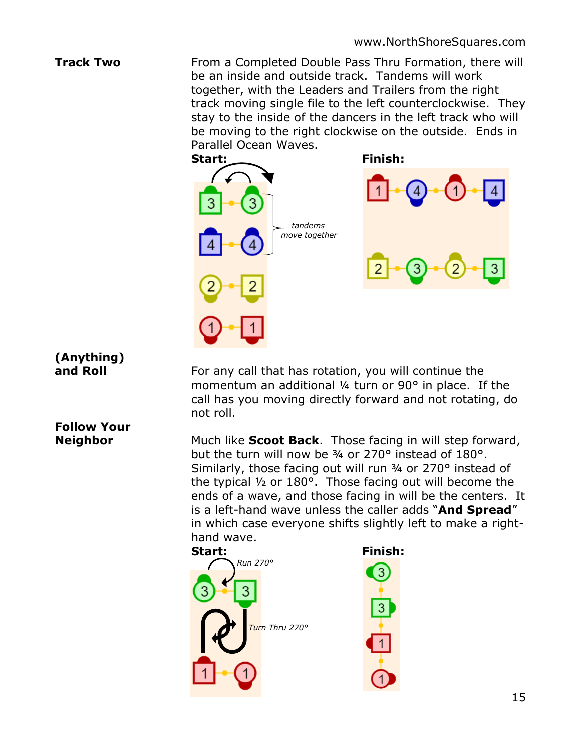**Track Two**

From a Completed Double Pass Thru Formation, there will be an inside and outside track. Tandems will work together, with the Leaders and Trailers from the right track moving single file to the left counterclockwise. They stay to the inside of the dancers in the left track who will be moving to the right clockwise on the outside. Ends in Parallel Ocean Waves.

**Start:** **Finish:**

*tandems move together*

**(Anything) and Roll**

For any call that has rotation, you will continue the momentum an additional ¼ turn or 90° in place. If the call has you moving directly forward and not rotating, do not roll.

**Follow Your Neighbor**

Much like **Scoot Back**. Those facing in will step forward, but the turn will now be ¾ or 270° instead of 180°. Similarly, those facing out will run ¾ or 270° instead of the typical ½ or 180°. Those facing out will become the ends of a wave, and those facing in will be the centers. It is a left-hand wave unless the caller adds "**And Spread**" in which case everyone shifts slightly left to make a right-hand wave.

**Start:** **Finish:**

*Run 270°*

*Turn Thru 270°*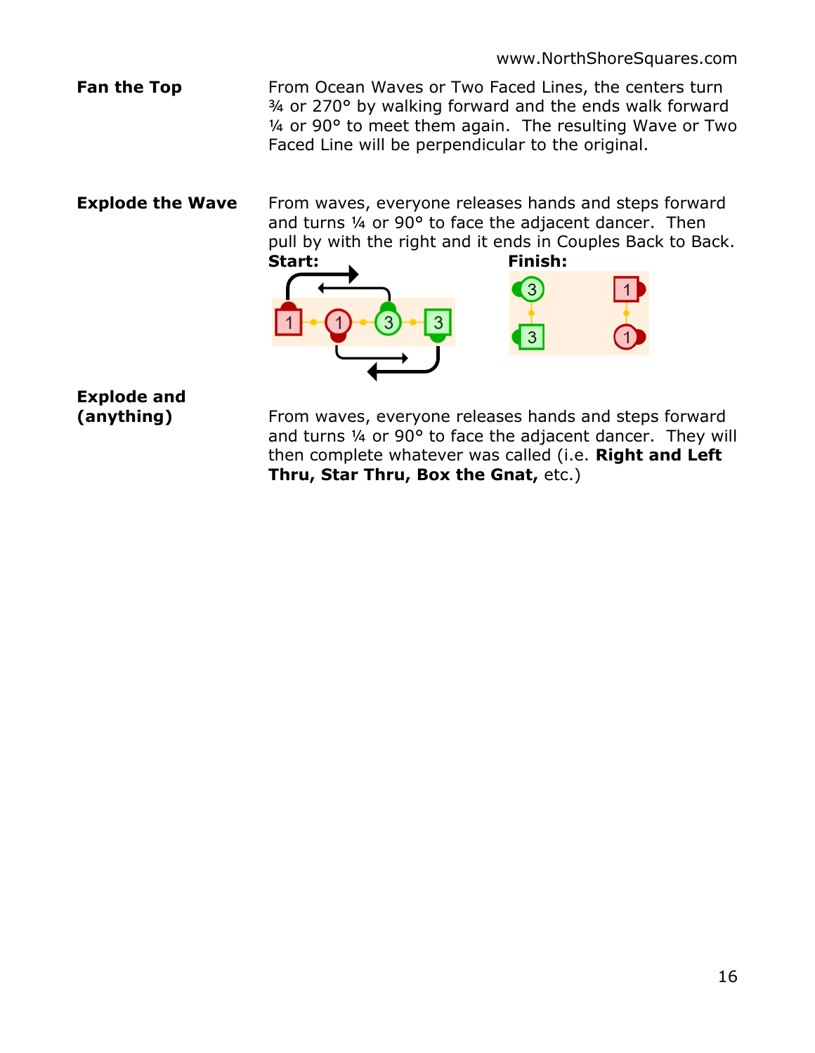**Fan the Top**

From Ocean Waves or Two Faced Lines, the centers turn ¾ or 270° by walking forward and the ends walk forward ¼ or 90° to meet them again. The resulting Wave or Two Faced Line will be perpendicular to the original.

**Explode the Wave**

From waves, everyone releases hands and steps forward and turns ¼ or 90° to face the adjacent dancer. Then pull by with the right and it ends in Couples Back to Back.

**Start:** **Finish:**

**Explode and (anything)**

From waves, everyone releases hands and steps forward and turns ¼ or 90° to face the adjacent dancer. They will then complete whatever was called (i.e. **Right and Left Thru, Star Thru, Box the Gnat,** etc.)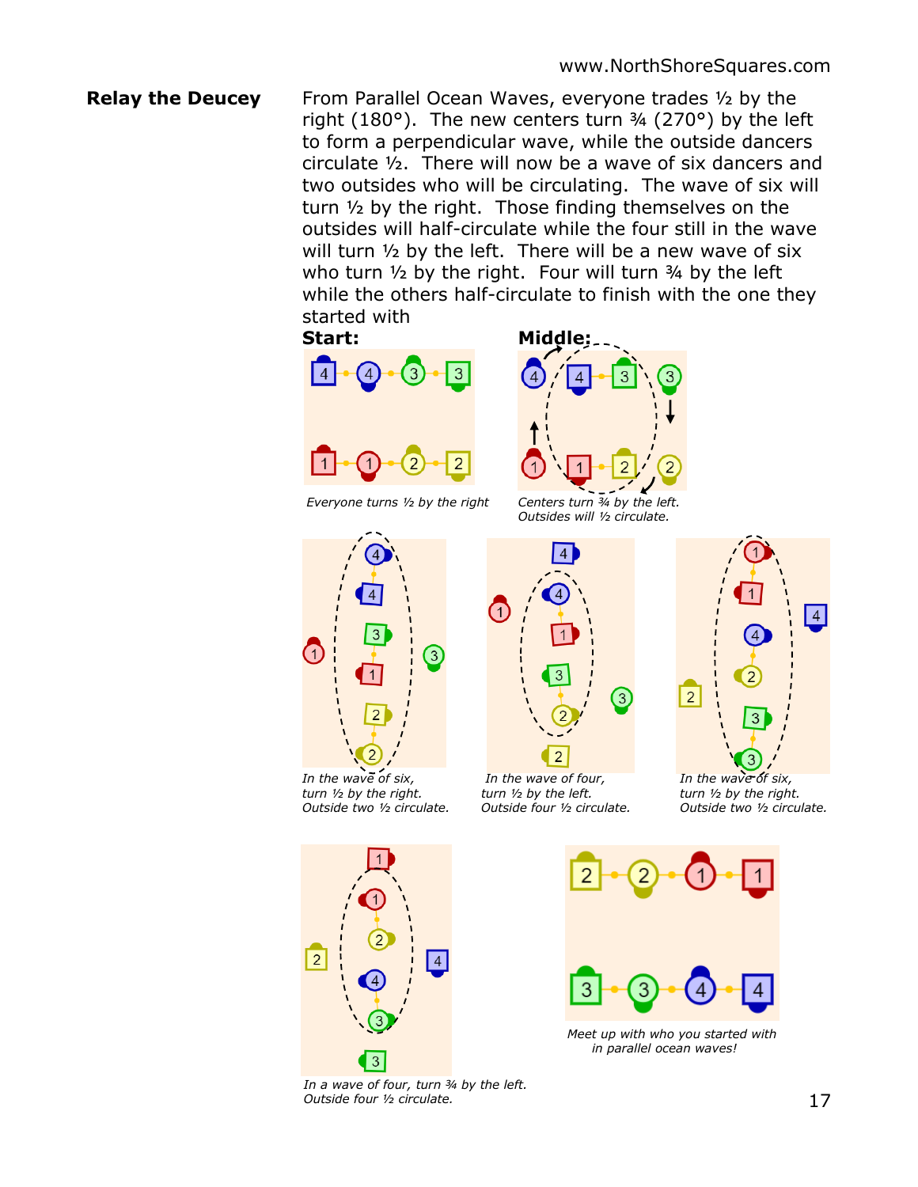www.NorthShoreSquares.com

## Relay the Deucey

From Parallel Ocean Waves, everyone trades ½ by the right (180°). The new centers turn ¾ (270°) by the left to form a perpendicular wave, while the outside dancers circulate ½. There will now be a wave of six dancers and two outsides who will be circulating. The wave of six will turn ½ by the right. Those finding themselves on the outsides will half-circulate while the four still in the wave will turn ½ by the left. There will be a new wave of six who turn ½ by the right. Four will turn ¾ by the left while the others half-circulate to finish with the one they started with

**Start:**

*Everyone turns ½ by the right*

**Middle:**

*Centers turn ¾ by the left.*
*Outsides will ½ circulate.*

*In the wave of six, turn ½ by the right. Outside two ½ circulate.*

*In the wave of four, turn ½ by the left. Outside four ½ circulate.*

*In the wave of six, turn ½ by the right. Outside two ½ circulate.*

*In a wave of four, turn ¾ by the left. Outside four ½ circulate.*

*Meet up with who you started with in parallel ocean waves!*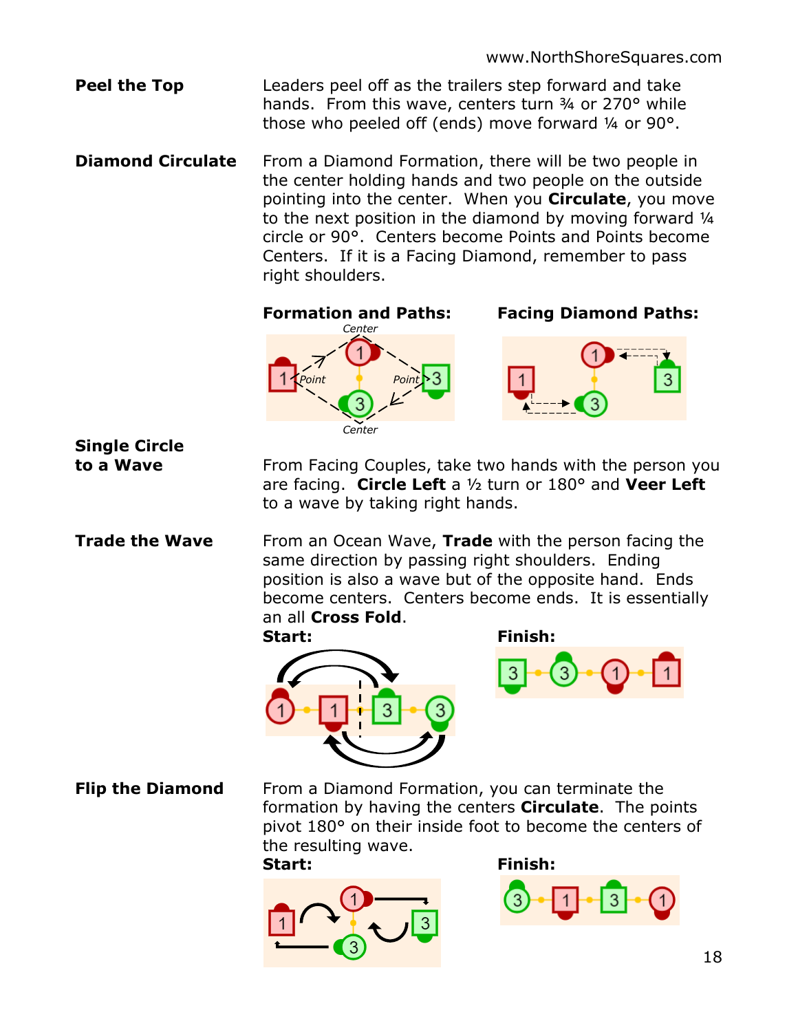**Peel the Top**

Leaders peel off as the trailers step forward and take hands. From this wave, centers turn ¾ or 270° while those who peeled off (ends) move forward ¼ or 90°.

**Diamond Circulate**

From a Diamond Formation, there will be two people in the center holding hands and two people on the outside pointing into the center. When you **Circulate**, you move to the next position in the diamond by moving forward ¼ circle or 90°. Centers become Points and Points become Centers. If it is a Facing Diamond, remember to pass right shoulders.

**Formation and Paths:** **Facing Diamond Paths:**

**Single Circle to a Wave**

From Facing Couples, take two hands with the person you are facing. **Circle Left** a ½ turn or 180° and **Veer Left** to a wave by taking right hands.

**Trade the Wave**

From an Ocean Wave, **Trade** with the person facing the same direction by passing right shoulders. Ending position is also a wave but of the opposite hand. Ends become centers. Centers become ends. It is essentially an all **Cross Fold**.

**Start:** **Finish:**

**Flip the Diamond**

From a Diamond Formation, you can terminate the formation by having the centers **Circulate**. The points pivot 180° on their inside foot to become the centers of the resulting wave.

**Start:** **Finish:**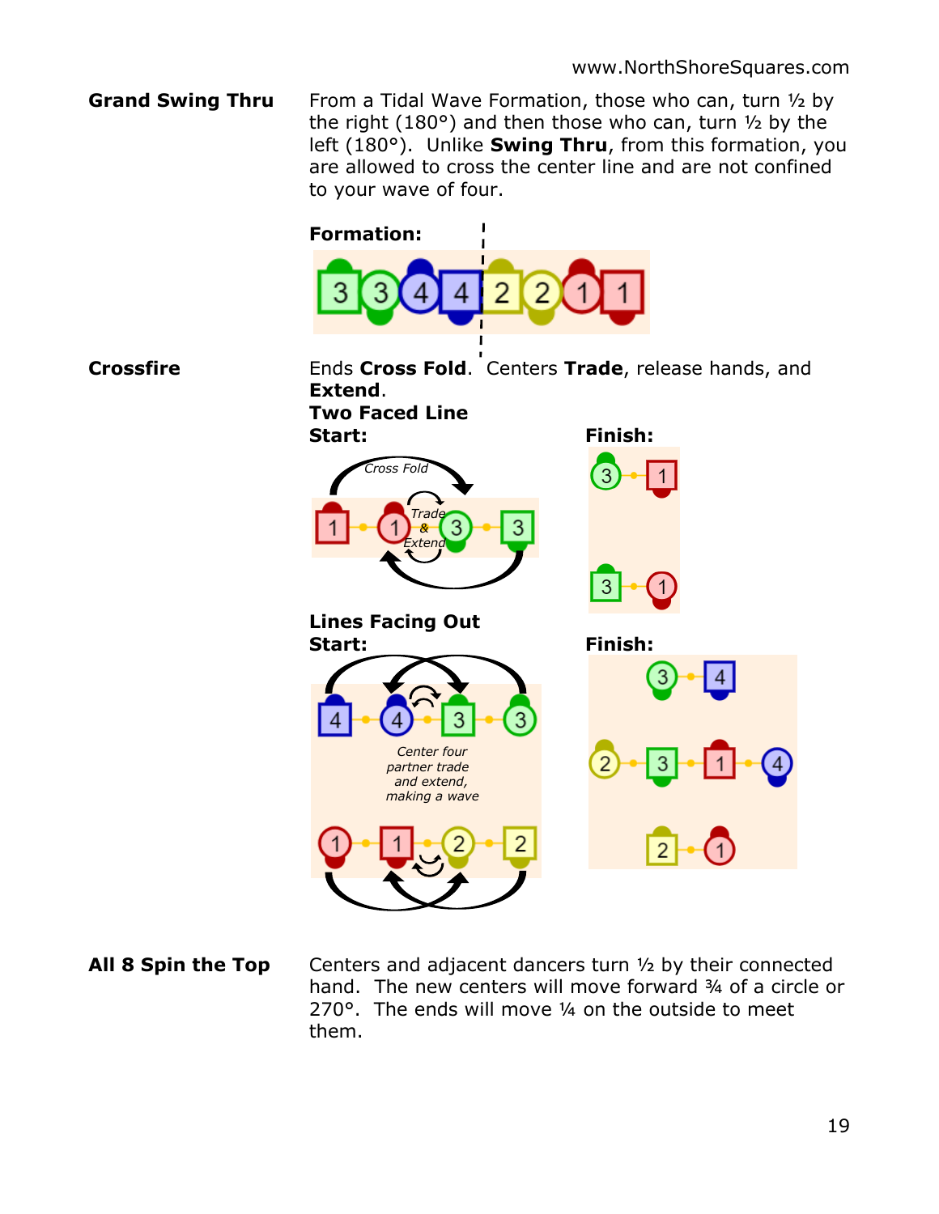**Grand Swing Thru**

From a Tidal Wave Formation, those who can, turn ½ by the right (180°) and then those who can, turn ½ by the left (180°). Unlike **Swing Thru**, from this formation, you are allowed to cross the center line and are not confined to your wave of four.

**Formation:**

**Crossfire**

Ends **Cross Fold**. Centers **Trade**, release hands, and **Extend**.

**Two Faced Line**

**Start:**

Cross Fold

Trade & Extend

**Finish:**

**Lines Facing Out**

**Start:**

*Center four partner trade and extend, making a wave*

**Finish:**

**All 8 Spin the Top**

Centers and adjacent dancers turn ½ by their connected hand. The new centers will move forward ¾ of a circle or 270°. The ends will move ¼ on the outside to meet them.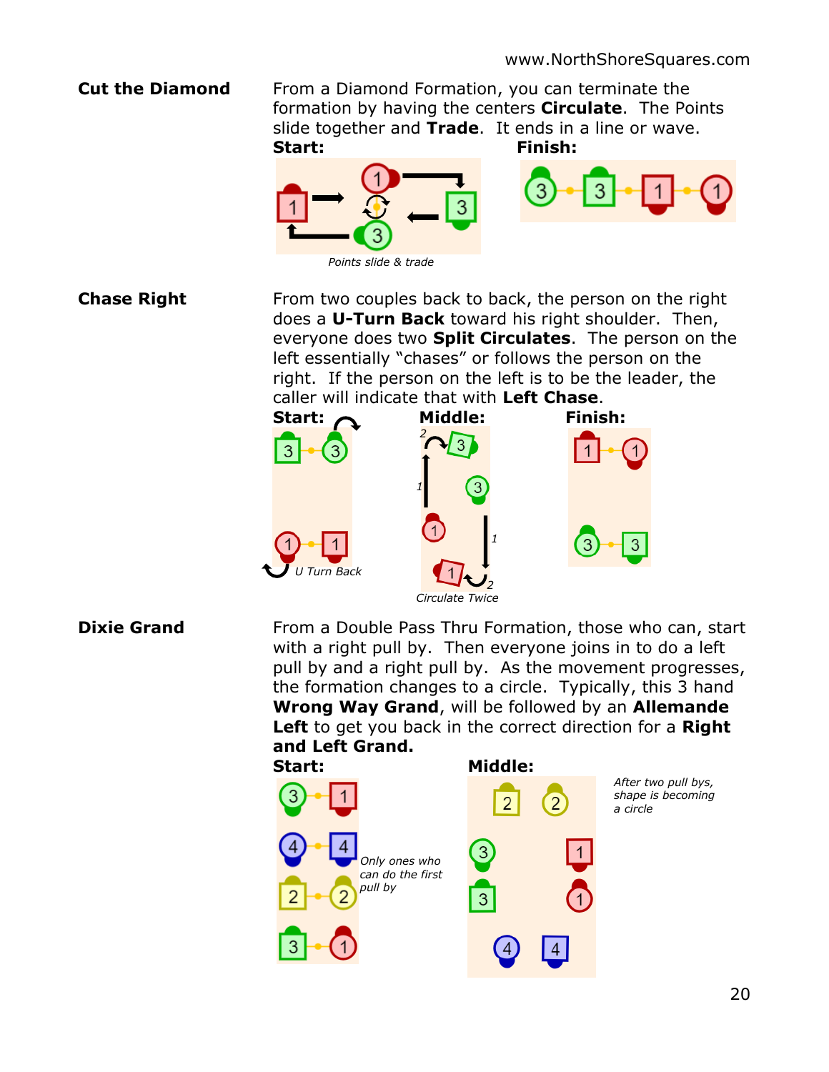**Cut the Diamond**

From a Diamond Formation, you can terminate the formation by having the centers **Circulate**. The Points slide together and **Trade**. It ends in a line or wave.

**Start:** **Finish:**

*Points slide & trade*

**Chase Right**

From two couples back to back, the person on the right does a **U-Turn Back** toward his right shoulder. Then, everyone does two **Split Circulates**. The person on the left essentially "chases" or follows the person on the right. If the person on the left is to be the leader, the caller will indicate that with **Left Chase**.

**Start:** **Middle:** **Finish:**

*U Turn Back*

*Circulate Twice*

**Dixie Grand**

From a Double Pass Thru Formation, those who can, start with a right pull by. Then everyone joins in to do a left pull by and a right pull by. As the movement progresses, the formation changes to a circle. Typically, this 3 hand **Wrong Way Grand**, will be followed by an **Allemande Left** to get you back in the correct direction for a **Right and Left Grand.**

**Start:** **Middle:**

*Only ones who can do the first pull by*

*After two pull bys, shape is becoming a circle*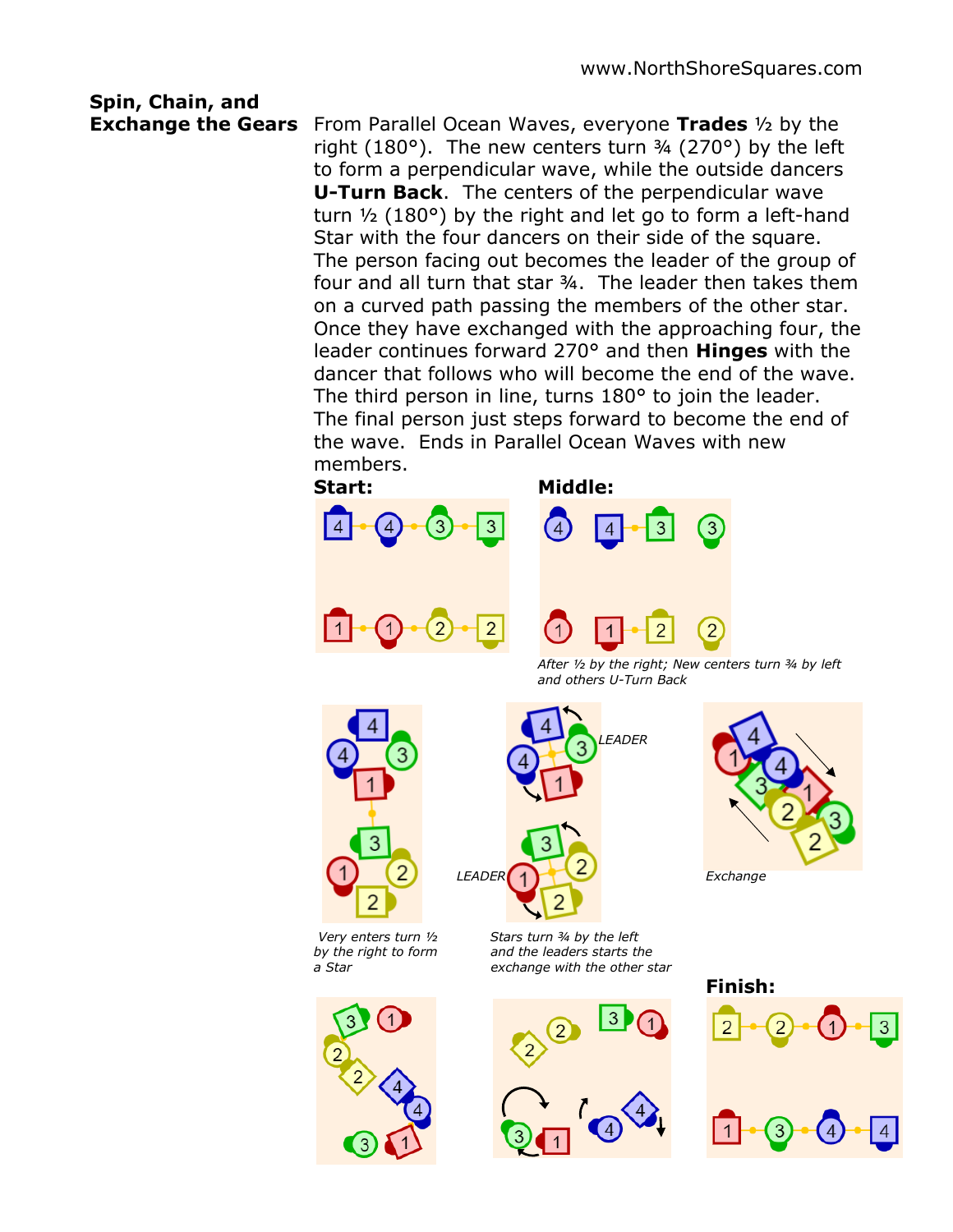**Spin, Chain, and Exchange the Gears**

From Parallel Ocean Waves, everyone **Trades** ½ by the right (180°). The new centers turn ¾ (270°) by the left to form a perpendicular wave, while the outside dancers **U-Turn Back**. The centers of the perpendicular wave turn ½ (180°) by the right and let go to form a left-hand Star with the four dancers on their side of the square. The person facing out becomes the leader of the group of four and all turn that star ¾. The leader then takes them on a curved path passing the members of the other star. Once they have exchanged with the approaching four, the leader continues forward 270° and then **Hinges** with the dancer that follows who will become the end of the wave. The third person in line, turns 180° to join the leader. The final person just steps forward to become the end of the wave. Ends in Parallel Ocean Waves with new members.

**Start:**

**Middle:**

*After ½ by the right; New centers turn ¾ by left and others U-Turn Back*

*Very enters turn ½ by the right to form a Star*

LEADER

LEADER

*Stars turn ¾ by the left and the leaders starts the exchange with the other star*

*Exchange*

**Finish:**